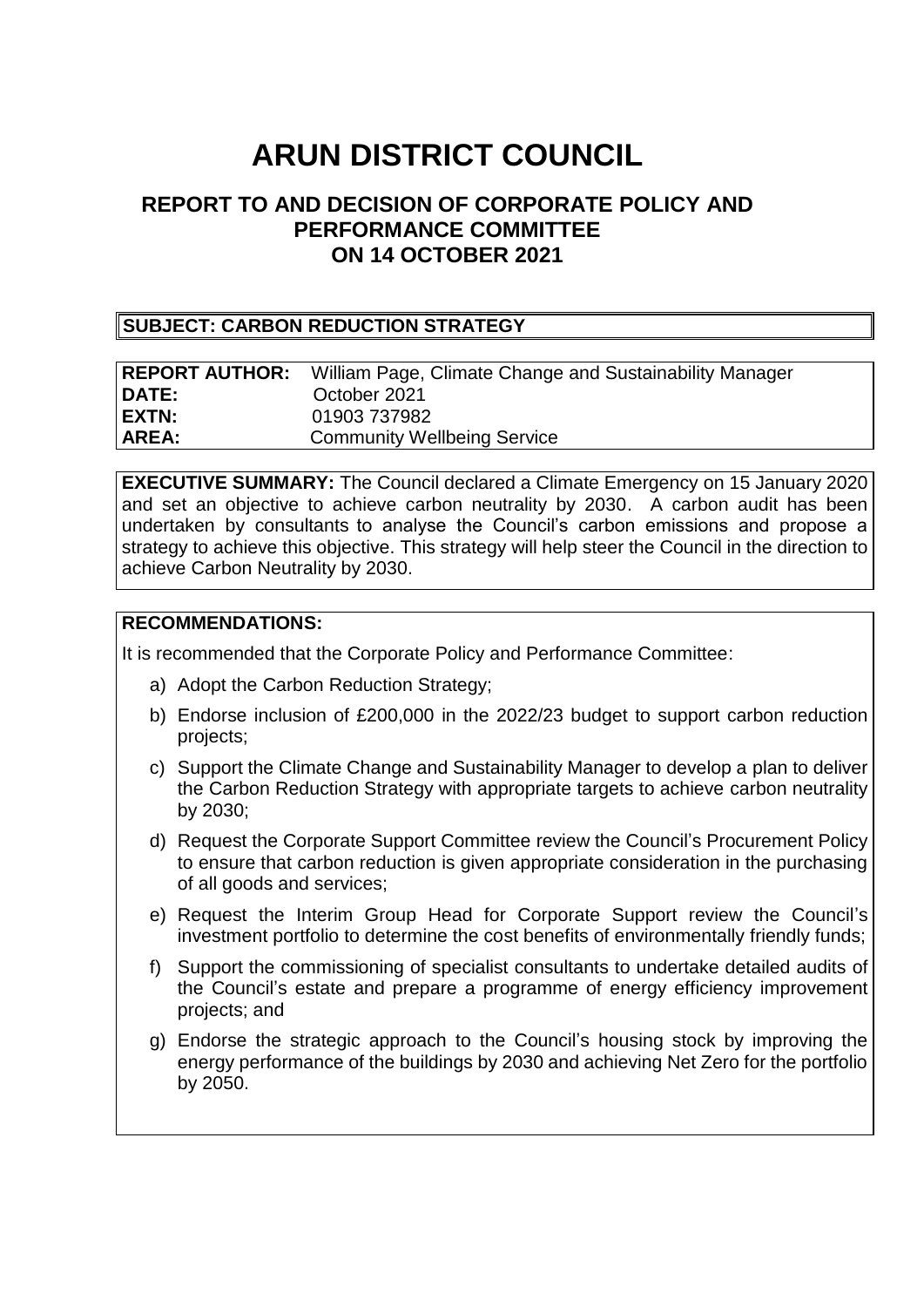# ARUN DISTRICT COUNCIL

## REPORT TO AND DECISION OF CORPORATE POLICY AND PERFORMANCE COMMITTEE ON 14 OCTOBER 2021

**SUBJECT: CARBON REDUCTION STRATEGY**

**REPORT AUTHOR:** William Page, Climate Change and Sustainability Manager
**DATE:** October 2021
**EXTN:** 01903 737982
**AREA:** Community Wellbeing Service

**EXECUTIVE SUMMARY:** The Council declared a Climate Emergency on 15 January 2020 and set an objective to achieve carbon neutrality by 2030. A carbon audit has been undertaken by consultants to analyse the Council's carbon emissions and propose a strategy to achieve this objective. This strategy will help steer the Council in the direction to achieve Carbon Neutrality by 2030.

**RECOMMENDATIONS:**

It is recommended that the Corporate Policy and Performance Committee:

a) Adopt the Carbon Reduction Strategy;

b) Endorse inclusion of £200,000 in the 2022/23 budget to support carbon reduction projects;

c) Support the Climate Change and Sustainability Manager to develop a plan to deliver the Carbon Reduction Strategy with appropriate targets to achieve carbon neutrality by 2030;

d) Request the Corporate Support Committee review the Council's Procurement Policy to ensure that carbon reduction is given appropriate consideration in the purchasing of all goods and services;

e) Request the Interim Group Head for Corporate Support review the Council's investment portfolio to determine the cost benefits of environmentally friendly funds;

f) Support the commissioning of specialist consultants to undertake detailed audits of the Council's estate and prepare a programme of energy efficiency improvement projects; and

g) Endorse the strategic approach to the Council's housing stock by improving the energy performance of the buildings by 2030 and achieving Net Zero for the portfolio by 2050.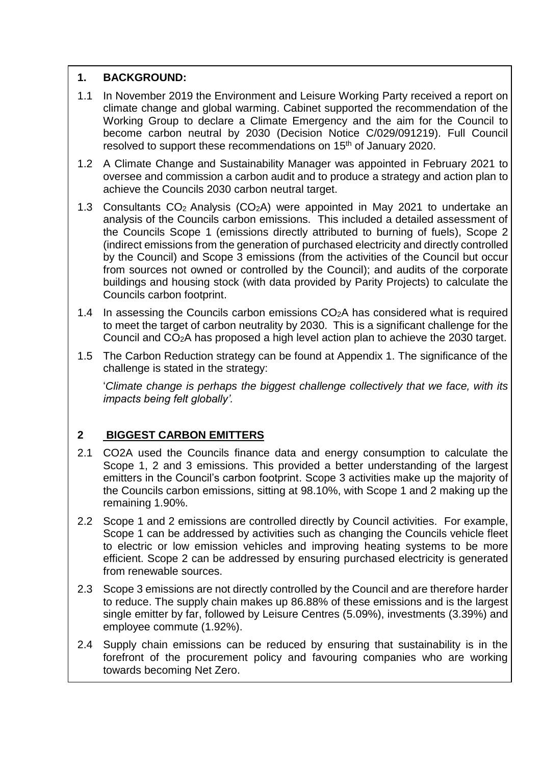## 1. BACKGROUND:

1.1 In November 2019 the Environment and Leisure Working Party received a report on climate change and global warming. Cabinet supported the recommendation of the Working Group to declare a Climate Emergency and the aim for the Council to become carbon neutral by 2030 (Decision Notice C/029/091219). Full Council resolved to support these recommendations on 15th of January 2020.

1.2 A Climate Change and Sustainability Manager was appointed in February 2021 to oversee and commission a carbon audit and to produce a strategy and action plan to achieve the Councils 2030 carbon neutral target.

1.3 Consultants $CO_2$ Analysis ($CO_2$A) were appointed in May 2021 to undertake an analysis of the Councils carbon emissions. This included a detailed assessment of the Councils Scope 1 (emissions directly attributed to burning of fuels), Scope 2 (indirect emissions from the generation of purchased electricity and directly controlled by the Council) and Scope 3 emissions (from the activities of the Council but occur from sources not owned or controlled by the Council); and audits of the corporate buildings and housing stock (with data provided by Parity Projects) to calculate the Councils carbon footprint.

1.4 In assessing the Councils carbon emissions $CO_2$A has considered what is required to meet the target of carbon neutrality by 2030. This is a significant challenge for the Council and $CO_2$A has proposed a high level action plan to achieve the 2030 target.

1.5 The Carbon Reduction strategy can be found at Appendix 1. The significance of the challenge is stated in the strategy:

'*Climate change is perhaps the biggest challenge collectively that we face, with its impacts being felt globally'.*

## 2 BIGGEST CARBON EMITTERS

2.1 CO2A used the Councils finance data and energy consumption to calculate the Scope 1, 2 and 3 emissions. This provided a better understanding of the largest emitters in the Council's carbon footprint. Scope 3 activities make up the majority of the Councils carbon emissions, sitting at 98.10%, with Scope 1 and 2 making up the remaining 1.90%.

2.2 Scope 1 and 2 emissions are controlled directly by Council activities. For example, Scope 1 can be addressed by activities such as changing the Councils vehicle fleet to electric or low emission vehicles and improving heating systems to be more efficient. Scope 2 can be addressed by ensuring purchased electricity is generated from renewable sources.

2.3 Scope 3 emissions are not directly controlled by the Council and are therefore harder to reduce. The supply chain makes up 86.88% of these emissions and is the largest single emitter by far, followed by Leisure Centres (5.09%), investments (3.39%) and employee commute (1.92%).

2.4 Supply chain emissions can be reduced by ensuring that sustainability is in the forefront of the procurement policy and favouring companies who are working towards becoming Net Zero.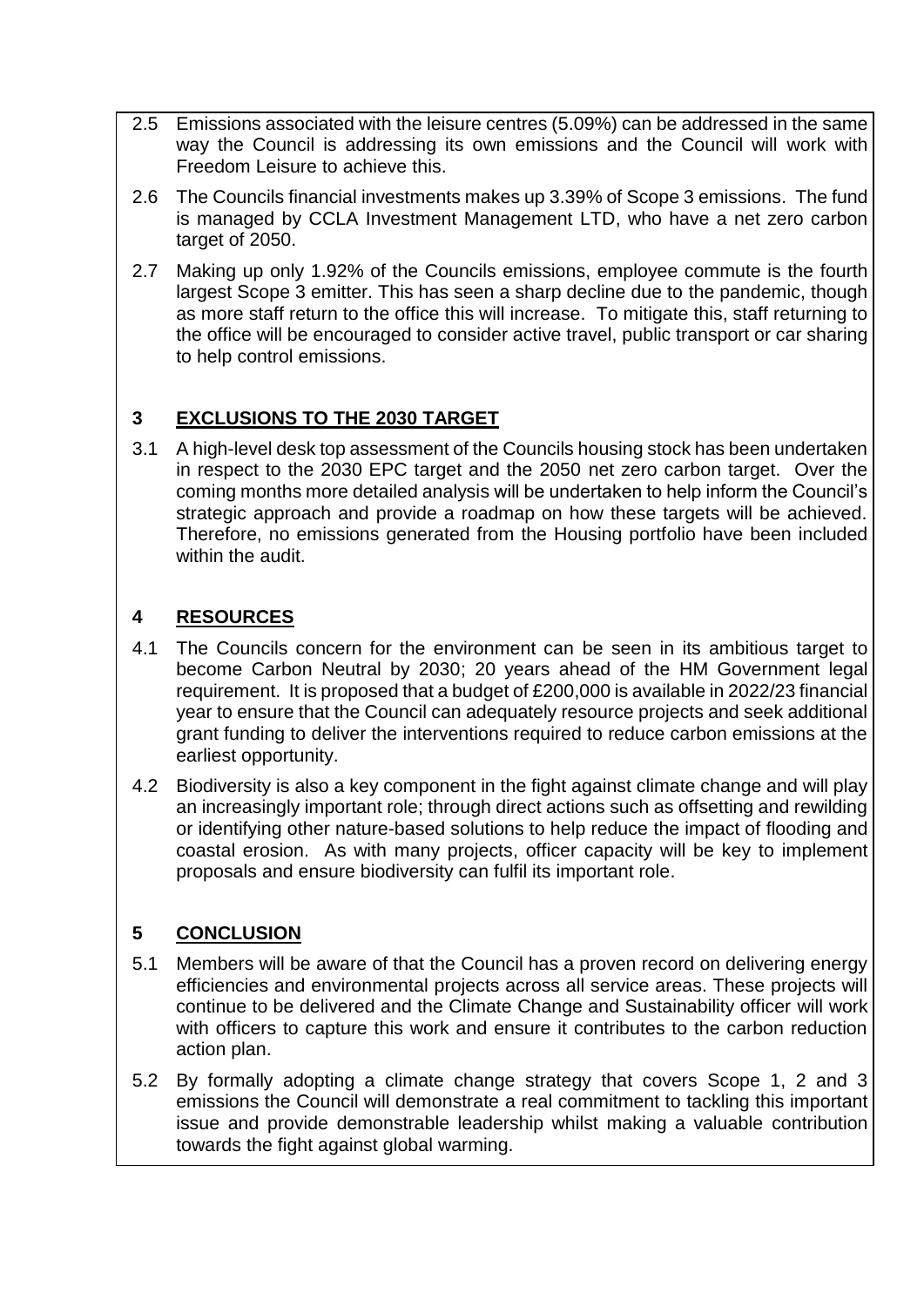2.5 Emissions associated with the leisure centres (5.09%) can be addressed in the same way the Council is addressing its own emissions and the Council will work with Freedom Leisure to achieve this.

2.6 The Councils financial investments makes up 3.39% of Scope 3 emissions. The fund is managed by CCLA Investment Management LTD, who have a net zero carbon target of 2050.

2.7 Making up only 1.92% of the Councils emissions, employee commute is the fourth largest Scope 3 emitter. This has seen a sharp decline due to the pandemic, though as more staff return to the office this will increase. To mitigate this, staff returning to the office will be encouraged to consider active travel, public transport or car sharing to help control emissions.

## 3 EXCLUSIONS TO THE 2030 TARGET

3.1 A high-level desk top assessment of the Councils housing stock has been undertaken in respect to the 2030 EPC target and the 2050 net zero carbon target. Over the coming months more detailed analysis will be undertaken to help inform the Council's strategic approach and provide a roadmap on how these targets will be achieved. Therefore, no emissions generated from the Housing portfolio have been included within the audit.

## 4 RESOURCES

4.1 The Councils concern for the environment can be seen in its ambitious target to become Carbon Neutral by 2030; 20 years ahead of the HM Government legal requirement. It is proposed that a budget of £200,000 is available in 2022/23 financial year to ensure that the Council can adequately resource projects and seek additional grant funding to deliver the interventions required to reduce carbon emissions at the earliest opportunity.

4.2 Biodiversity is also a key component in the fight against climate change and will play an increasingly important role; through direct actions such as offsetting and rewilding or identifying other nature-based solutions to help reduce the impact of flooding and coastal erosion. As with many projects, officer capacity will be key to implement proposals and ensure biodiversity can fulfil its important role.

## 5 CONCLUSION

5.1 Members will be aware of that the Council has a proven record on delivering energy efficiencies and environmental projects across all service areas. These projects will continue to be delivered and the Climate Change and Sustainability officer will work with officers to capture this work and ensure it contributes to the carbon reduction action plan.

5.2 By formally adopting a climate change strategy that covers Scope 1, 2 and 3 emissions the Council will demonstrate a real commitment to tackling this important issue and provide demonstrable leadership whilst making a valuable contribution towards the fight against global warming.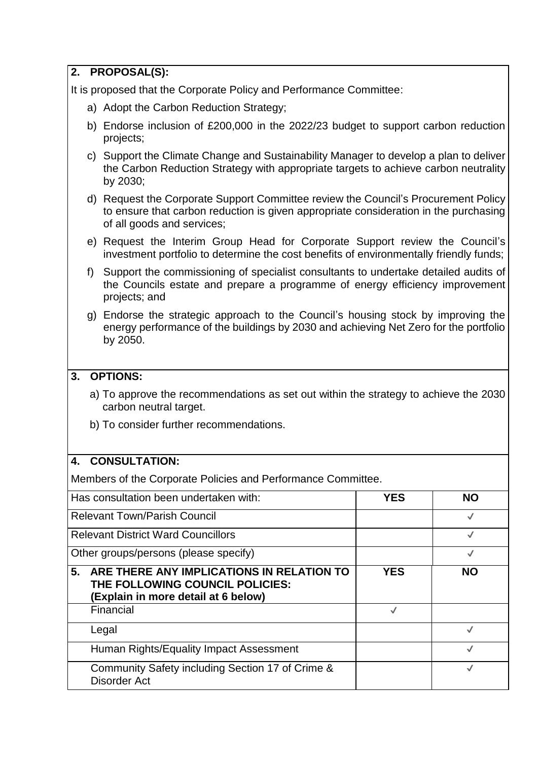## 2. PROPOSAL(S):

It is proposed that the Corporate Policy and Performance Committee:

a) Adopt the Carbon Reduction Strategy;

b) Endorse inclusion of £200,000 in the 2022/23 budget to support carbon reduction projects;

c) Support the Climate Change and Sustainability Manager to develop a plan to deliver the Carbon Reduction Strategy with appropriate targets to achieve carbon neutrality by 2030;

d) Request the Corporate Support Committee review the Council's Procurement Policy to ensure that carbon reduction is given appropriate consideration in the purchasing of all goods and services;

e) Request the Interim Group Head for Corporate Support review the Council's investment portfolio to determine the cost benefits of environmentally friendly funds;

f) Support the commissioning of specialist consultants to undertake detailed audits of the Councils estate and prepare a programme of energy efficiency improvement projects; and

g) Endorse the strategic approach to the Council's housing stock by improving the energy performance of the buildings by 2030 and achieving Net Zero for the portfolio by 2050.

## 3. OPTIONS:

a) To approve the recommendations as set out within the strategy to achieve the 2030 carbon neutral target.

b) To consider further recommendations.

## 4. CONSULTATION:

Members of the Corporate Policies and Performance Committee.

| Has consultation been undertaken with: | YES | NO |
|---|---|---|
| Relevant Town/Parish Council | | ✓ |
| Relevant District Ward Councillors | | ✓ |
| Other groups/persons (please specify) | | ✓ |
| **5. ARE THERE ANY IMPLICATIONS IN RELATION TO THE FOLLOWING COUNCIL POLICIES: (Explain in more detail at 6 below)** | **YES** | **NO** |
| Financial | ✓ | |
| Legal | | ✓ |
| Human Rights/Equality Impact Assessment | | ✓ |
| Community Safety including Section 17 of Crime & Disorder Act | | ✓ |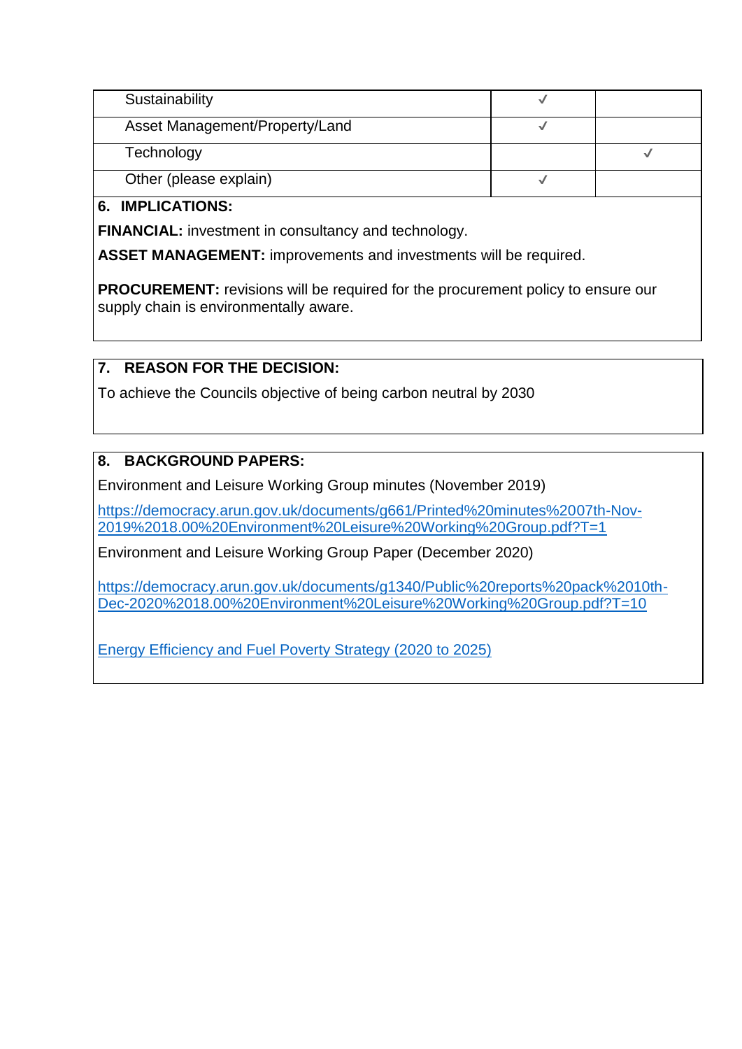| | | |
|---|---|---|
| Sustainability | ✓ | |
| Asset Management/Property/Land | ✓ | |
| Technology | | ✓ |
| Other (please explain) | ✓ | |

**6. IMPLICATIONS:**

**FINANCIAL:** investment in consultancy and technology.

**ASSET MANAGEMENT:** improvements and investments will be required.

**PROCUREMENT:** revisions will be required for the procurement policy to ensure our supply chain is environmentally aware.

**7. REASON FOR THE DECISION:**

To achieve the Councils objective of being carbon neutral by 2030

**8. BACKGROUND PAPERS:**

Environment and Leisure Working Group minutes (November 2019)

https://democracy.arun.gov.uk/documents/g661/Printed%20minutes%2007th-Nov-2019%2018.00%20Environment%20Leisure%20Working%20Group.pdf?T=1

Environment and Leisure Working Group Paper (December 2020)

https://democracy.arun.gov.uk/documents/g1340/Public%20reports%20pack%2010th-Dec-2020%2018.00%20Environment%20Leisure%20Working%20Group.pdf?T=10

Energy Efficiency and Fuel Poverty Strategy (2020 to 2025)